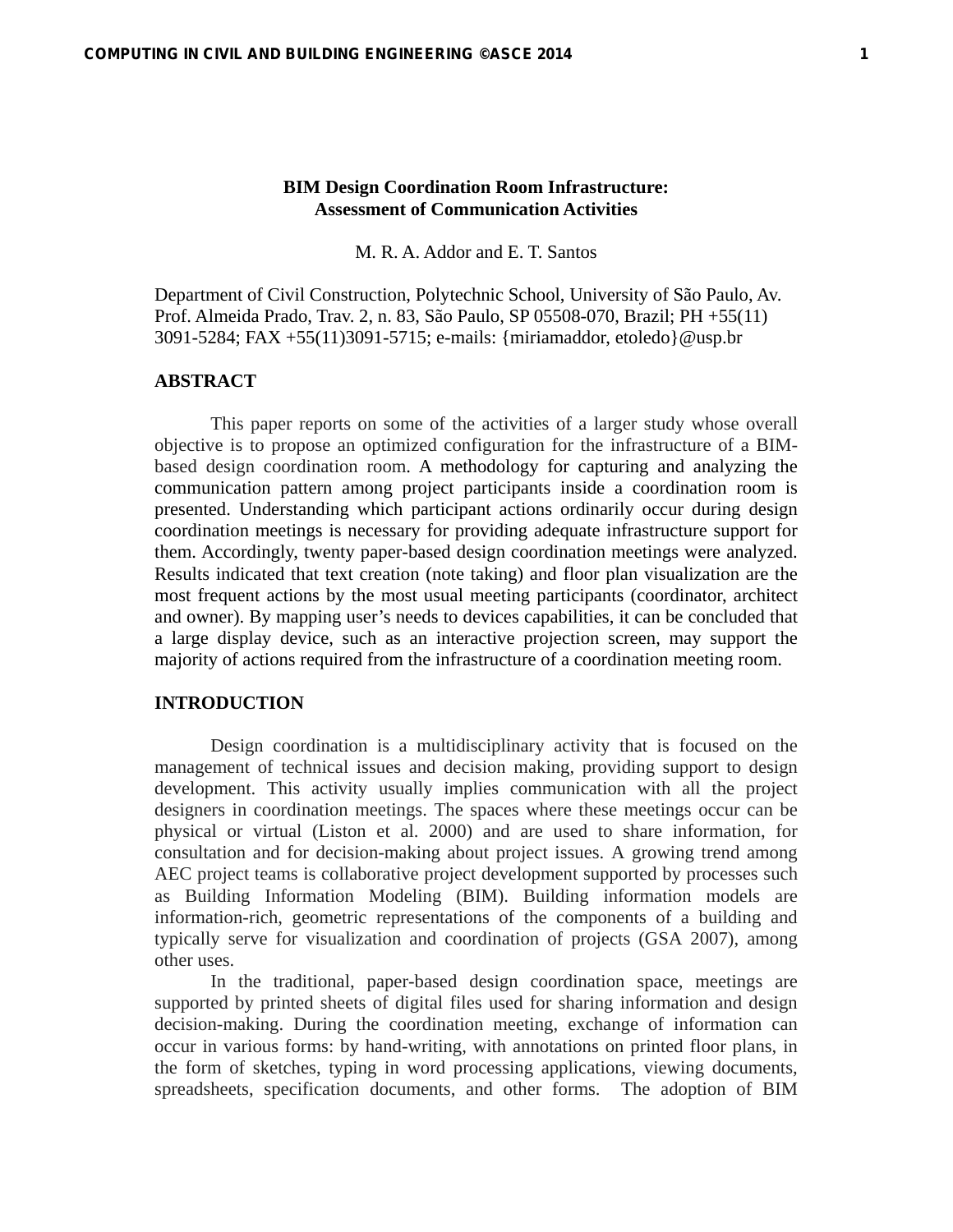# BIM Design Coordination Room Infrastructure: Assessment of Communication Activities

M. R. A. Addor and E. T. Santos

Department of Civil Construction, Polytechnic School, University of São Paulo, Av. Prof. Almeida Prado, Trav. 2, n. 83, São Paulo, SP 05508-070, Brazil; PH +55(11) 3091-5284; FAX +55(11)3091-5715; e-mails: {miriamaddor, etoledo}@usp.br

## ABSTRACT

This paper reports on some of the activities of a larger study whose overall objective is to propose an optimized configuration for the infrastructure of a BIM-based design coordination room. A methodology for capturing and analyzing the communication pattern among project participants inside a coordination room is presented. Understanding which participant actions ordinarily occur during design coordination meetings is necessary for providing adequate infrastructure support for them. Accordingly, twenty paper-based design coordination meetings were analyzed. Results indicated that text creation (note taking) and floor plan visualization are the most frequent actions by the most usual meeting participants (coordinator, architect and owner). By mapping user's needs to devices capabilities, it can be concluded that a large display device, such as an interactive projection screen, may support the majority of actions required from the infrastructure of a coordination meeting room.

## INTRODUCTION

Design coordination is a multidisciplinary activity that is focused on the management of technical issues and decision making, providing support to design development. This activity usually implies communication with all the project designers in coordination meetings. The spaces where these meetings occur can be physical or virtual (Liston et al. 2000) and are used to share information, for consultation and for decision-making about project issues. A growing trend among AEC project teams is collaborative project development supported by processes such as Building Information Modeling (BIM). Building information models are information-rich, geometric representations of the components of a building and typically serve for visualization and coordination of projects (GSA 2007), among other uses.

In the traditional, paper-based design coordination space, meetings are supported by printed sheets of digital files used for sharing information and design decision-making. During the coordination meeting, exchange of information can occur in various forms: by hand-writing, with annotations on printed floor plans, in the form of sketches, typing in word processing applications, viewing documents, spreadsheets, specification documents, and other forms. The adoption of BIM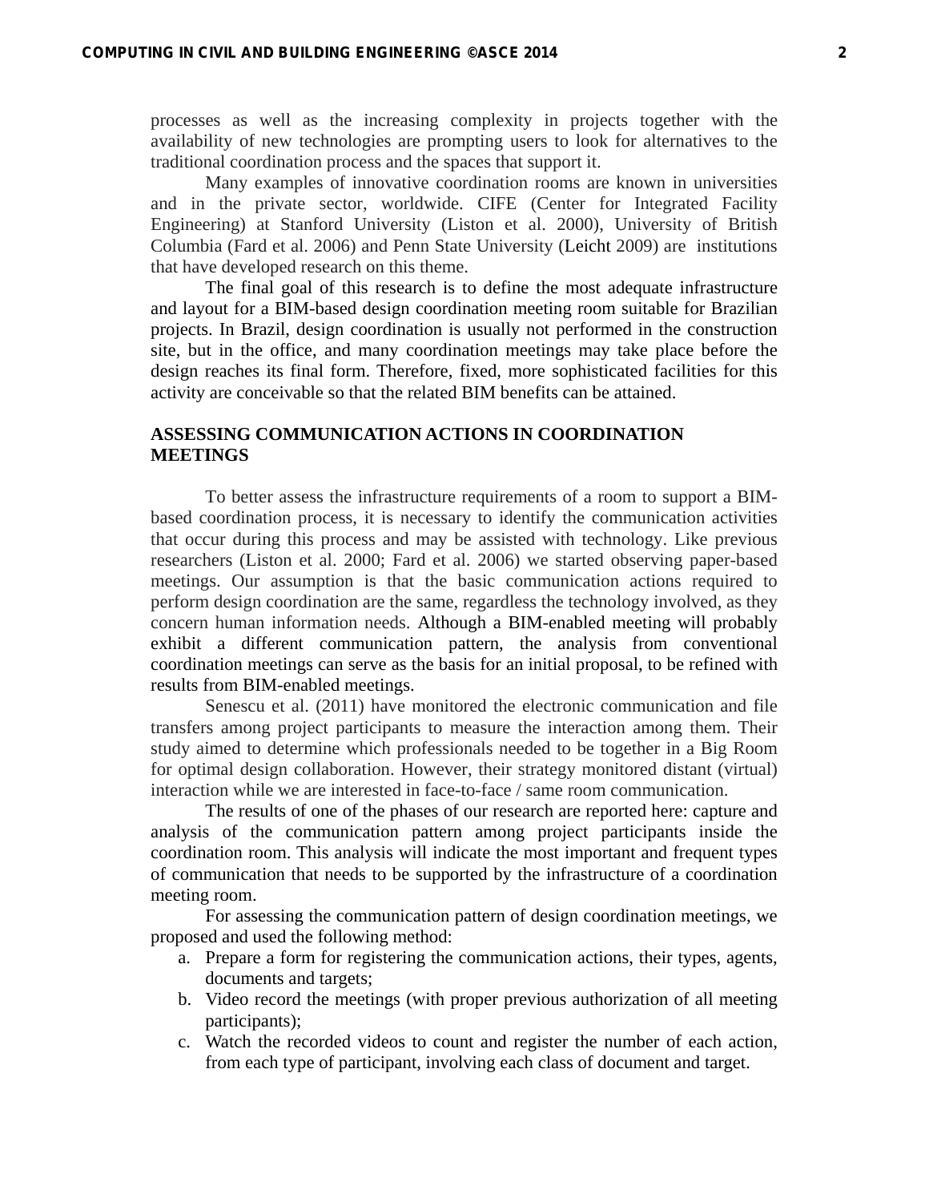processes as well as the increasing complexity in projects together with the availability of new technologies are prompting users to look for alternatives to the traditional coordination process and the spaces that support it.

Many examples of innovative coordination rooms are known in universities and in the private sector, worldwide. CIFE (Center for Integrated Facility Engineering) at Stanford University (Liston et al. 2000), University of British Columbia (Fard et al. 2006) and Penn State University (Leicht 2009) are institutions that have developed research on this theme.

The final goal of this research is to define the most adequate infrastructure and layout for a BIM-based design coordination meeting room suitable for Brazilian projects. In Brazil, design coordination is usually not performed in the construction site, but in the office, and many coordination meetings may take place before the design reaches its final form. Therefore, fixed, more sophisticated facilities for this activity are conceivable so that the related BIM benefits can be attained.

## ASSESSING COMMUNICATION ACTIONS IN COORDINATION MEETINGS

To better assess the infrastructure requirements of a room to support a BIM-based coordination process, it is necessary to identify the communication activities that occur during this process and may be assisted with technology. Like previous researchers (Liston et al. 2000; Fard et al. 2006) we started observing paper-based meetings. Our assumption is that the basic communication actions required to perform design coordination are the same, regardless the technology involved, as they concern human information needs. Although a BIM-enabled meeting will probably exhibit a different communication pattern, the analysis from conventional coordination meetings can serve as the basis for an initial proposal, to be refined with results from BIM-enabled meetings.

Senescu et al. (2011) have monitored the electronic communication and file transfers among project participants to measure the interaction among them. Their study aimed to determine which professionals needed to be together in a Big Room for optimal design collaboration. However, their strategy monitored distant (virtual) interaction while we are interested in face-to-face / same room communication.

The results of one of the phases of our research are reported here: capture and analysis of the communication pattern among project participants inside the coordination room. This analysis will indicate the most important and frequent types of communication that needs to be supported by the infrastructure of a coordination meeting room.

For assessing the communication pattern of design coordination meetings, we proposed and used the following method:

a. Prepare a form for registering the communication actions, their types, agents, documents and targets;
b. Video record the meetings (with proper previous authorization of all meeting participants);
c. Watch the recorded videos to count and register the number of each action, from each type of participant, involving each class of document and target.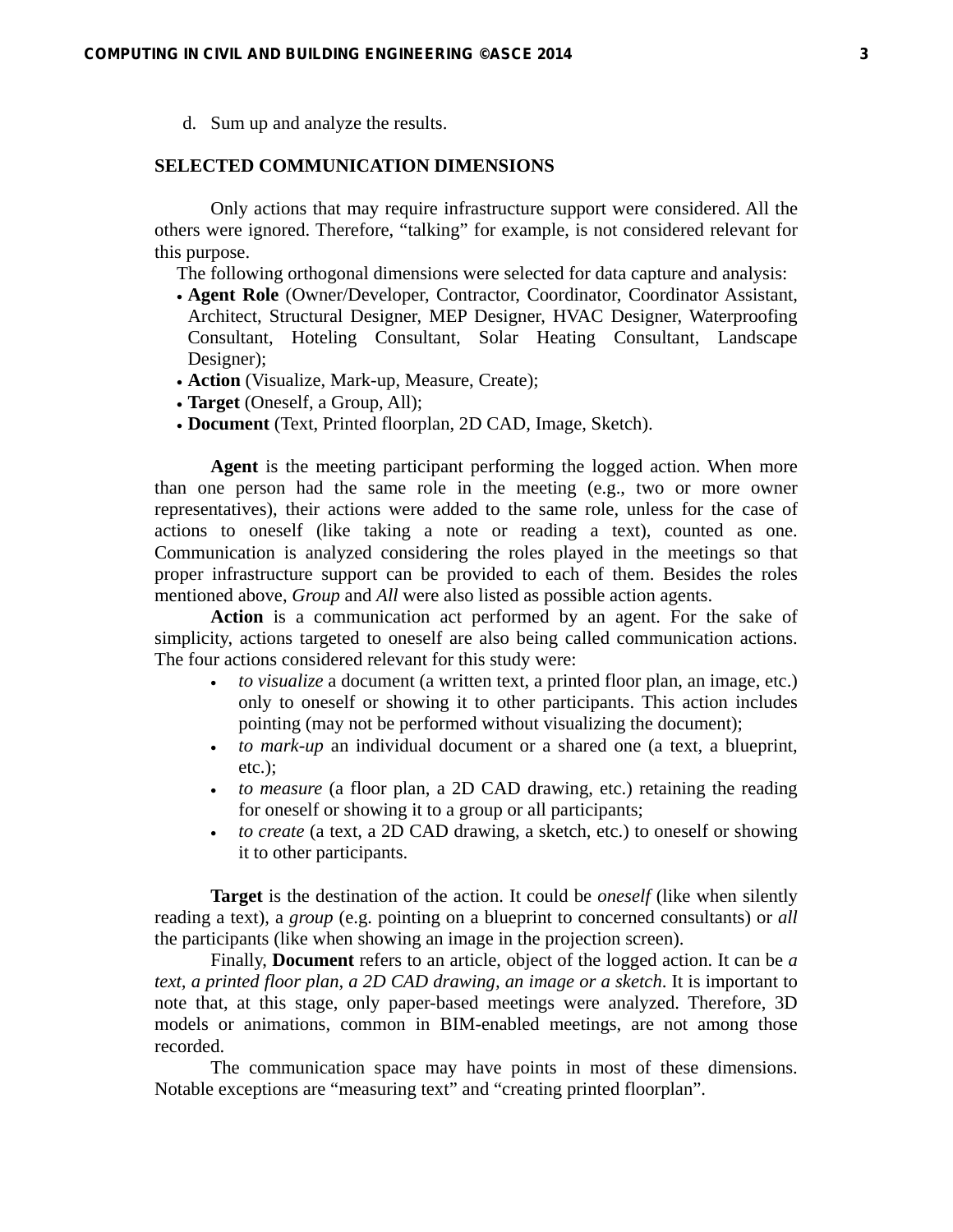d. Sum up and analyze the results.

## SELECTED COMMUNICATION DIMENSIONS

Only actions that may require infrastructure support were considered. All the others were ignored. Therefore, "talking" for example, is not considered relevant for this purpose.

The following orthogonal dimensions were selected for data capture and analysis:

- **Agent Role** (Owner/Developer, Contractor, Coordinator, Coordinator Assistant, Architect, Structural Designer, MEP Designer, HVAC Designer, Waterproofing Consultant, Hoteling Consultant, Solar Heating Consultant, Landscape Designer);
- **Action** (Visualize, Mark-up, Measure, Create);
- **Target** (Oneself, a Group, All);
- **Document** (Text, Printed floorplan, 2D CAD, Image, Sketch).

**Agent** is the meeting participant performing the logged action. When more than one person had the same role in the meeting (e.g., two or more owner representatives), their actions were added to the same role, unless for the case of actions to oneself (like taking a note or reading a text), counted as one. Communication is analyzed considering the roles played in the meetings so that proper infrastructure support can be provided to each of them. Besides the roles mentioned above, *Group* and *All* were also listed as possible action agents.

**Action** is a communication act performed by an agent. For the sake of simplicity, actions targeted to oneself are also being called communication actions. The four actions considered relevant for this study were:

- *to visualize* a document (a written text, a printed floor plan, an image, etc.) only to oneself or showing it to other participants. This action includes pointing (may not be performed without visualizing the document);
- *to mark-up* an individual document or a shared one (a text, a blueprint, etc.);
- *to measure* (a floor plan, a 2D CAD drawing, etc.) retaining the reading for oneself or showing it to a group or all participants;
- *to create* (a text, a 2D CAD drawing, a sketch, etc.) to oneself or showing it to other participants.

**Target** is the destination of the action. It could be *oneself* (like when silently reading a text), a *group* (e.g. pointing on a blueprint to concerned consultants) or *all* the participants (like when showing an image in the projection screen).

Finally, **Document** refers to an article, object of the logged action. It can be *a text, a printed floor plan, a 2D CAD drawing, an image or a sketch*. It is important to note that, at this stage, only paper-based meetings were analyzed. Therefore, 3D models or animations, common in BIM-enabled meetings, are not among those recorded.

The communication space may have points in most of these dimensions. Notable exceptions are "measuring text" and "creating printed floorplan".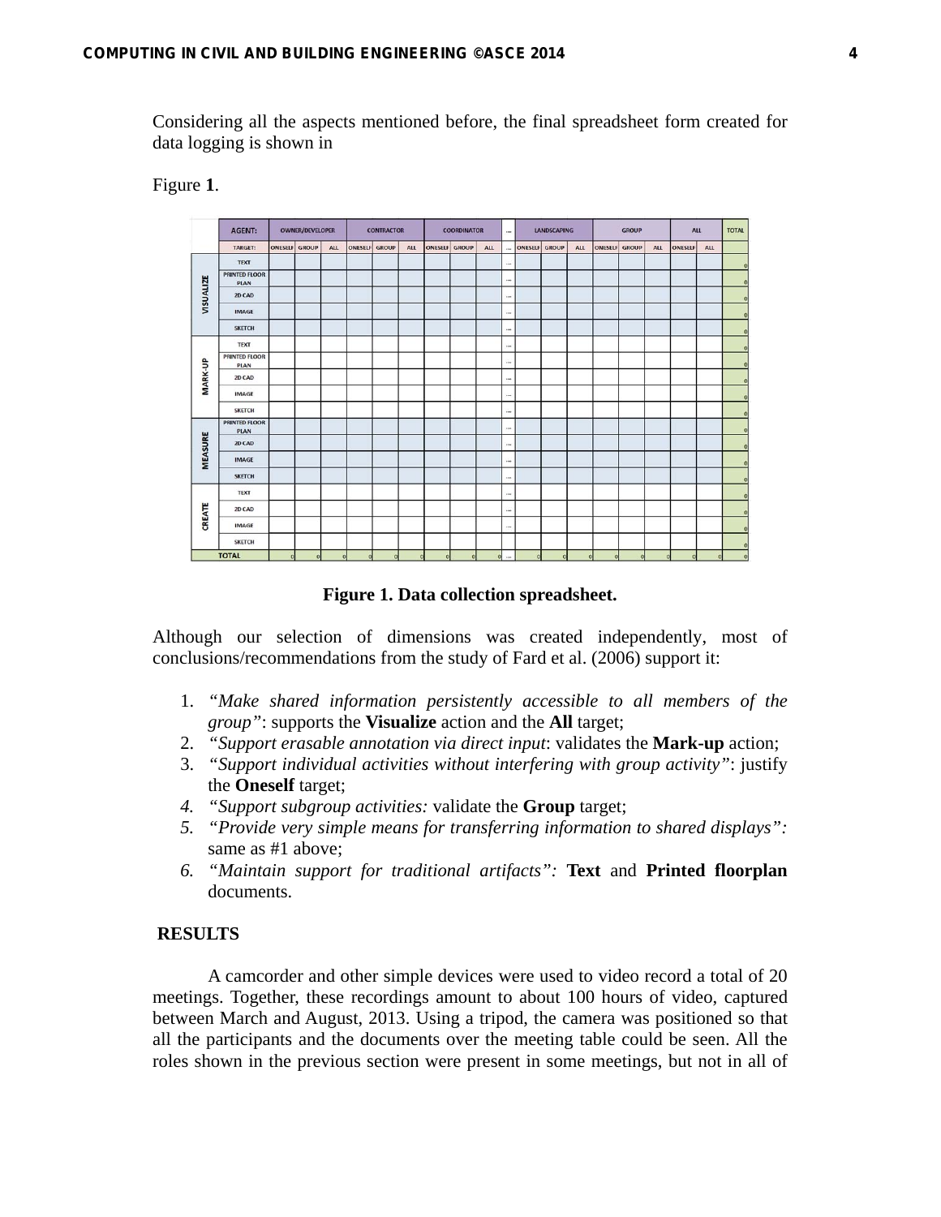Considering all the aspects mentioned before, the final spreadsheet form created for data logging is shown in

Figure **1**.

| | AGENT: | OWNER/DEVELOPER | | | CONTRACTOR | | | COORDINATOR | | | ... | LANDSCAPING | | | GROUP | | | ALL | | TOTAL |
|---|---|---|---|---|---|---|---|---|---|---|---|---|---|---|---|---|---|---|---|---|
| | TARGET: | ONESELF | GROUP | ALL | ONESELF | GROUP | ALL | ONESELF | GROUP | ALL | ... | ONESELF | GROUP | ALL | ONESELF | GROUP | ALL | ONESELF | ALL | |
| VISUALIZE | TEXT | | | | | | | | | | ... | | | | | | | | | 0 |
| | PRINTED FLOOR PLAN | | | | | | | | | | ... | | | | | | | | | 0 |
| | 2D CAD | | | | | | | | | | ... | | | | | | | | | 0 |
| | IMAGE | | | | | | | | | | ... | | | | | | | | | 0 |
| | SKETCH | | | | | | | | | | ... | | | | | | | | | 0 |
| MARK-UP | TEXT | | | | | | | | | | ... | | | | | | | | | 0 |
| | PRINTED FLOOR PLAN | | | | | | | | | | ... | | | | | | | | | 0 |
| | 2D CAD | | | | | | | | | | ... | | | | | | | | | 0 |
| | IMAGE | | | | | | | | | | ... | | | | | | | | | 0 |
| | SKETCH | | | | | | | | | | ... | | | | | | | | | 0 |
| MEASURE | PRINTED FLOOR PLAN | | | | | | | | | | ... | | | | | | | | | 0 |
| | 2D CAD | | | | | | | | | | ... | | | | | | | | | 0 |
| | IMAGE | | | | | | | | | | ... | | | | | | | | | 0 |
| | SKETCH | | | | | | | | | | ... | | | | | | | | | 0 |
| CREATE | TEXT | | | | | | | | | | ... | | | | | | | | | 0 |
| | 2D CAD | | | | | | | | | | ... | | | | | | | | | 0 |
| | IMAGE | | | | | | | | | | ... | | | | | | | | | 0 |
| | SKETCH | | | | | | | | | | | | | | | | | | | 0 |
| TOTAL | | 0 | 0 | 0 | 0 | 0 | 0 | 0 | 0 | 0 | ... | 0 | 0 | 0 | 0 | 0 | 0 | 0 | 0 | 0 |

**Figure 1. Data collection spreadsheet.**

Although our selection of dimensions was created independently, most of conclusions/recommendations from the study of Fard et al. (2006) support it:

1. *"Make shared information persistently accessible to all members of the group"*: supports the **Visualize** action and the **All** target;
2. *"Support erasable annotation via direct input*: validates the **Mark-up** action;
3. *"Support individual activities without interfering with group activity"*: justify the **Oneself** target;
4. *"Support subgroup activities:* validate the **Group** target;
5. *"Provide very simple means for transferring information to shared displays":* same as #1 above;
6. *"Maintain support for traditional artifacts":* **Text** and **Printed floorplan** documents.

## RESULTS

A camcorder and other simple devices were used to video record a total of 20 meetings. Together, these recordings amount to about 100 hours of video, captured between March and August, 2013. Using a tripod, the camera was positioned so that all the participants and the documents over the meeting table could be seen. All the roles shown in the previous section were present in some meetings, but not in all of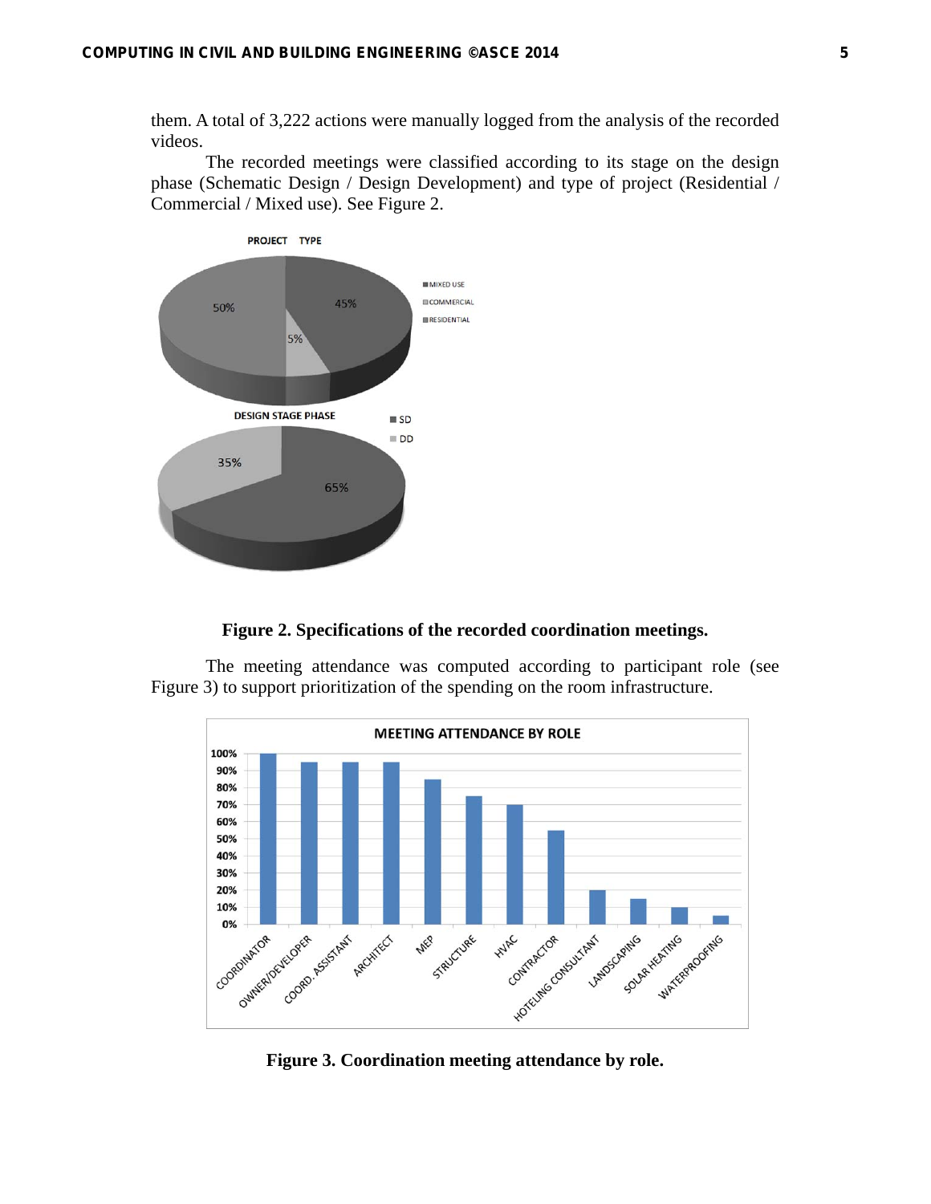them. A total of 3,222 actions were manually logged from the analysis of the recorded videos.

The recorded meetings were classified according to its stage on the design phase (Schematic Design / Design Development) and type of project (Residential / Commercial / Mixed use). See Figure 2.

**Figure 2. Specifications of the recorded coordination meetings.**

The meeting attendance was computed according to participant role (see Figure 3) to support prioritization of the spending on the room infrastructure.

**Figure 3. Coordination meeting attendance by role.**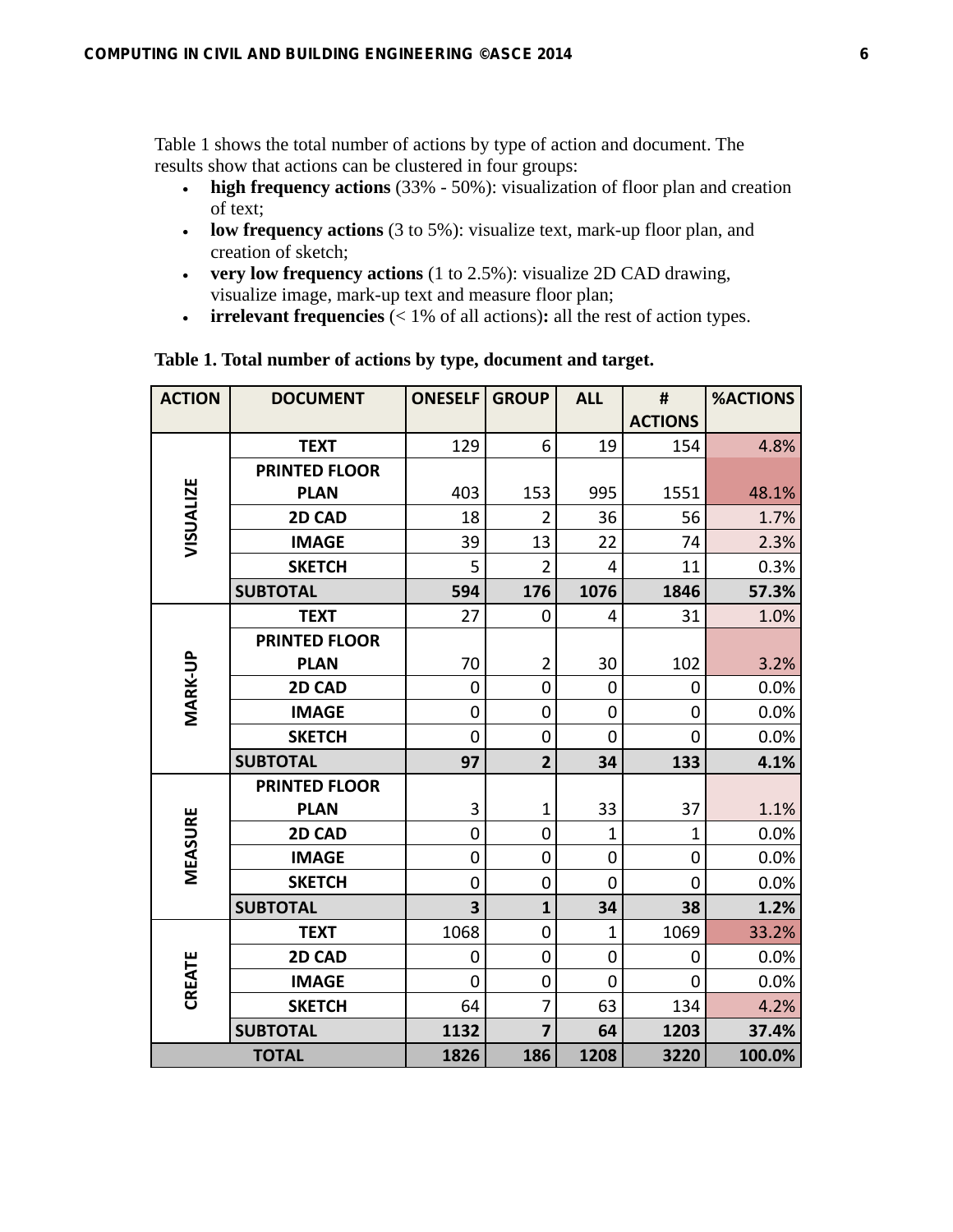Table 1 shows the total number of actions by type of action and document. The results show that actions can be clustered in four groups:

- **high frequency actions** (33% - 50%): visualization of floor plan and creation of text;
- **low frequency actions** (3 to 5%): visualize text, mark-up floor plan, and creation of sketch;
- **very low frequency actions** (1 to 2.5%): visualize 2D CAD drawing, visualize image, mark-up text and measure floor plan;
- **irrelevant frequencies** (< 1% of all actions)**:** all the rest of action types.

**Table 1. Total number of actions by type, document and target.**

| ACTION | DOCUMENT | ONESELF | GROUP | ALL | # ACTIONS | %ACTIONS |
|---|---|---|---|---|---|---|
| VISUALIZE | TEXT | 129 | 6 | 19 | 154 | 4.8% |
| | PRINTED FLOOR PLAN | 403 | 153 | 995 | 1551 | 48.1% |
| | 2D CAD | 18 | 2 | 36 | 56 | 1.7% |
| | IMAGE | 39 | 13 | 22 | 74 | 2.3% |
| | SKETCH | 5 | 2 | 4 | 11 | 0.3% |
| | **SUBTOTAL** | **594** | **176** | **1076** | **1846** | **57.3%** |
| MARK-UP | TEXT | 27 | 0 | 4 | 31 | 1.0% |
| | PRINTED FLOOR PLAN | 70 | 2 | 30 | 102 | 3.2% |
| | 2D CAD | 0 | 0 | 0 | 0 | 0.0% |
| | IMAGE | 0 | 0 | 0 | 0 | 0.0% |
| | SKETCH | 0 | 0 | 0 | 0 | 0.0% |
| | **SUBTOTAL** | **97** | **2** | **34** | **133** | **4.1%** |
| MEASURE | PRINTED FLOOR PLAN | 3 | 1 | 33 | 37 | 1.1% |
| | 2D CAD | 0 | 0 | 1 | 1 | 0.0% |
| | IMAGE | 0 | 0 | 0 | 0 | 0.0% |
| | SKETCH | 0 | 0 | 0 | 0 | 0.0% |
| | **SUBTOTAL** | **3** | **1** | **34** | **38** | **1.2%** |
| CREATE | TEXT | 1068 | 0 | 1 | 1069 | 33.2% |
| | 2D CAD | 0 | 0 | 0 | 0 | 0.0% |
| | IMAGE | 0 | 0 | 0 | 0 | 0.0% |
| | SKETCH | 64 | 7 | 63 | 134 | 4.2% |
| | **SUBTOTAL** | **1132** | **7** | **64** | **1203** | **37.4%** |
| **TOTAL** | | **1826** | **186** | **1208** | **3220** | **100.0%** |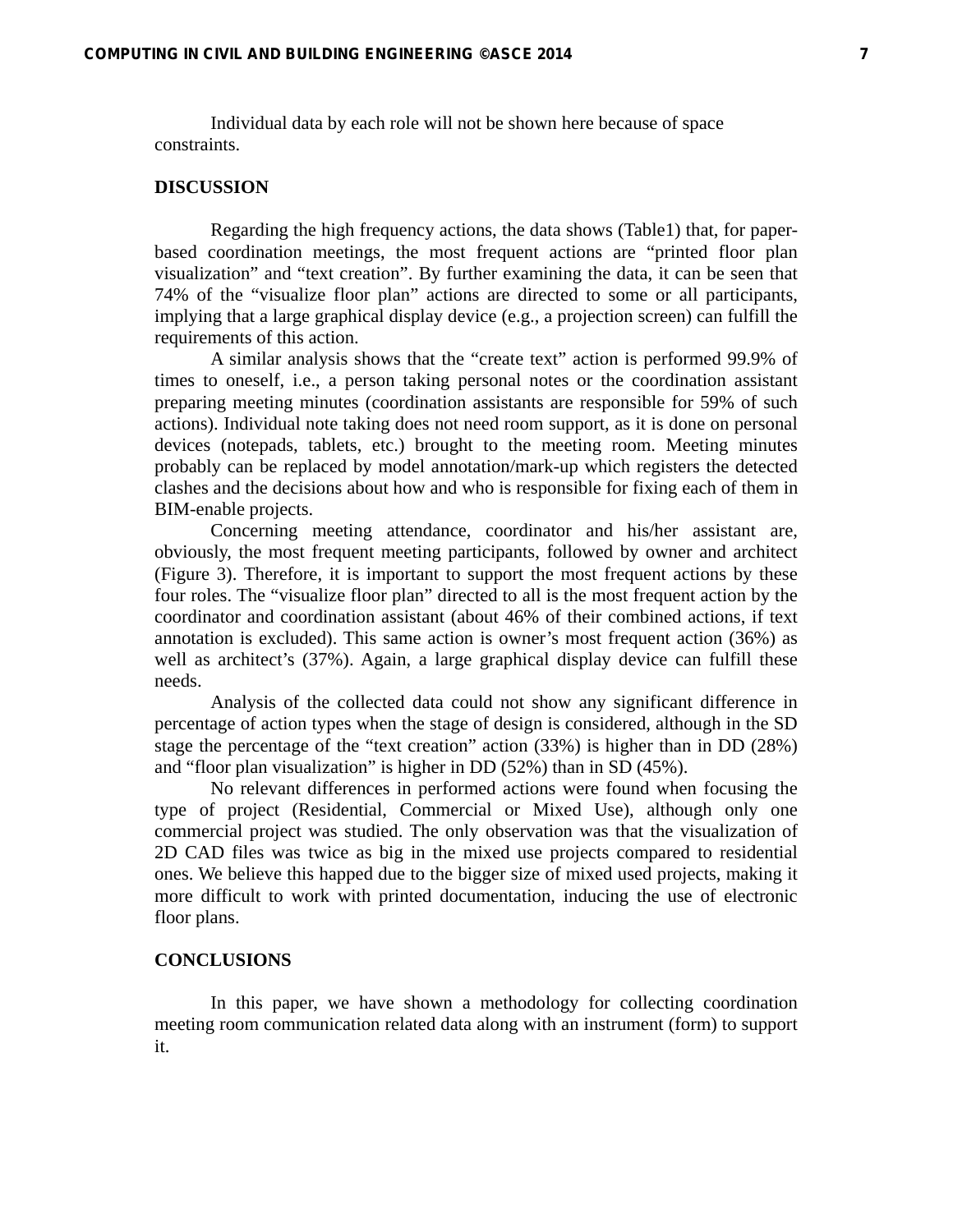Individual data by each role will not be shown here because of space constraints.

## DISCUSSION

Regarding the high frequency actions, the data shows (Table1) that, for paper-based coordination meetings, the most frequent actions are "printed floor plan visualization" and "text creation". By further examining the data, it can be seen that 74% of the "visualize floor plan" actions are directed to some or all participants, implying that a large graphical display device (e.g., a projection screen) can fulfill the requirements of this action.

A similar analysis shows that the "create text" action is performed 99.9% of times to oneself, i.e., a person taking personal notes or the coordination assistant preparing meeting minutes (coordination assistants are responsible for 59% of such actions). Individual note taking does not need room support, as it is done on personal devices (notepads, tablets, etc.) brought to the meeting room. Meeting minutes probably can be replaced by model annotation/mark-up which registers the detected clashes and the decisions about how and who is responsible for fixing each of them in BIM-enable projects.

Concerning meeting attendance, coordinator and his/her assistant are, obviously, the most frequent meeting participants, followed by owner and architect (Figure 3). Therefore, it is important to support the most frequent actions by these four roles. The "visualize floor plan" directed to all is the most frequent action by the coordinator and coordination assistant (about 46% of their combined actions, if text annotation is excluded). This same action is owner's most frequent action (36%) as well as architect's (37%). Again, a large graphical display device can fulfill these needs.

Analysis of the collected data could not show any significant difference in percentage of action types when the stage of design is considered, although in the SD stage the percentage of the "text creation" action (33%) is higher than in DD (28%) and "floor plan visualization" is higher in DD (52%) than in SD (45%).

No relevant differences in performed actions were found when focusing the type of project (Residential, Commercial or Mixed Use), although only one commercial project was studied. The only observation was that the visualization of 2D CAD files was twice as big in the mixed use projects compared to residential ones. We believe this happed due to the bigger size of mixed used projects, making it more difficult to work with printed documentation, inducing the use of electronic floor plans.

## CONCLUSIONS

In this paper, we have shown a methodology for collecting coordination meeting room communication related data along with an instrument (form) to support it.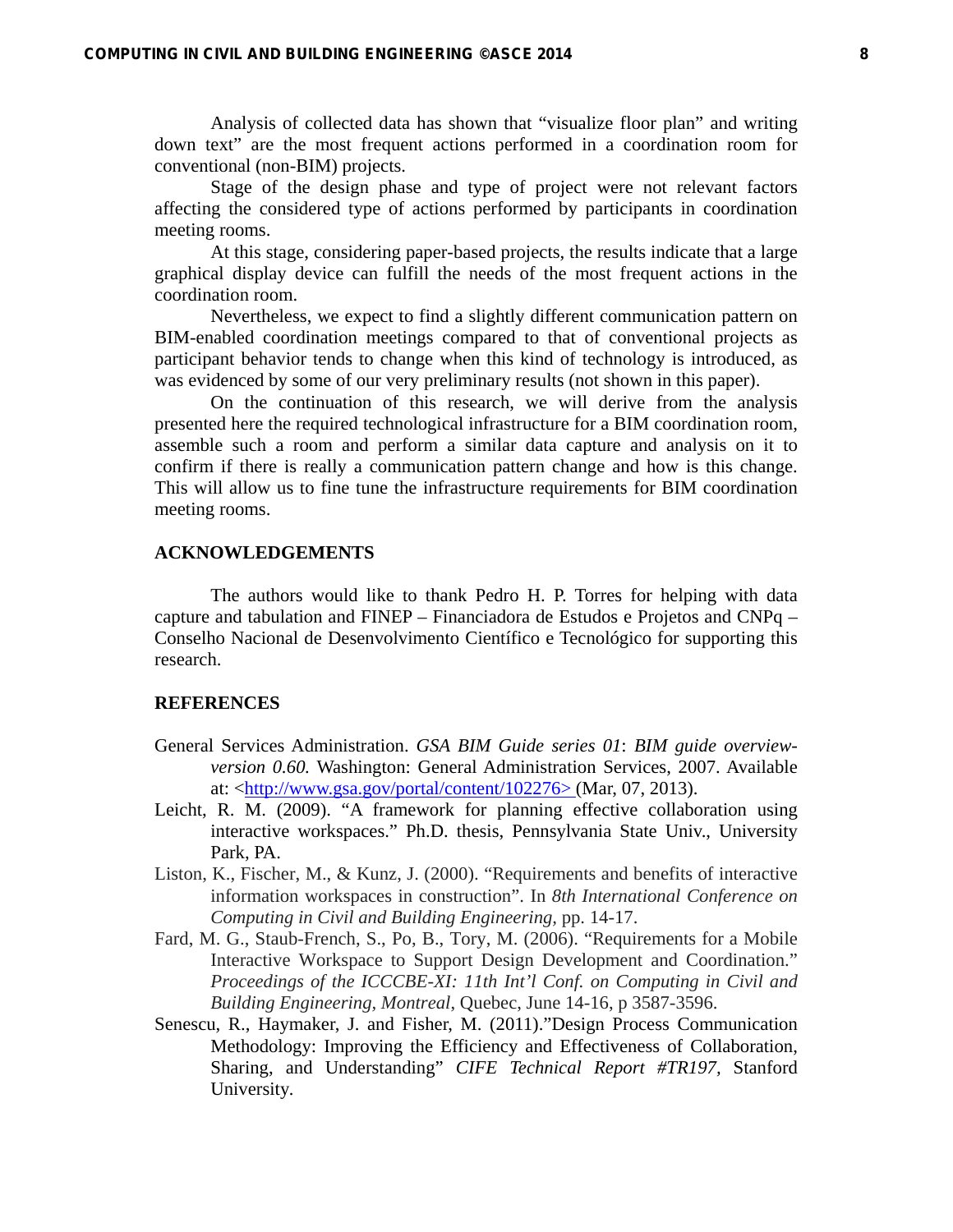Analysis of collected data has shown that "visualize floor plan" and writing down text" are the most frequent actions performed in a coordination room for conventional (non-BIM) projects.

Stage of the design phase and type of project were not relevant factors affecting the considered type of actions performed by participants in coordination meeting rooms.

At this stage, considering paper-based projects, the results indicate that a large graphical display device can fulfill the needs of the most frequent actions in the coordination room.

Nevertheless, we expect to find a slightly different communication pattern on BIM-enabled coordination meetings compared to that of conventional projects as participant behavior tends to change when this kind of technology is introduced, as was evidenced by some of our very preliminary results (not shown in this paper).

On the continuation of this research, we will derive from the analysis presented here the required technological infrastructure for a BIM coordination room, assemble such a room and perform a similar data capture and analysis on it to confirm if there is really a communication pattern change and how is this change. This will allow us to fine tune the infrastructure requirements for BIM coordination meeting rooms.

## ACKNOWLEDGEMENTS

The authors would like to thank Pedro H. P. Torres for helping with data capture and tabulation and FINEP – Financiadora de Estudos e Projetos and CNPq – Conselho Nacional de Desenvolvimento Científico e Tecnológico for supporting this research.

## REFERENCES

General Services Administration. *GSA BIM Guide series 01*: *BIM guide overview-version 0.60.* Washington: General Administration Services, 2007. Available at: <http://www.gsa.gov/portal/content/102276> (Mar, 07, 2013).

Leicht, R. M. (2009). "A framework for planning effective collaboration using interactive workspaces." Ph.D. thesis, Pennsylvania State Univ., University Park, PA.

Liston, K., Fischer, M., & Kunz, J. (2000). "Requirements and benefits of interactive information workspaces in construction". In *8th International Conference on Computing in Civil and Building Engineering*, pp. 14-17.

Fard, M. G., Staub-French, S., Po, B., Tory, M. (2006). "Requirements for a Mobile Interactive Workspace to Support Design Development and Coordination." *Proceedings of the ICCCBE-XI: 11th Int'l Conf. on Computing in Civil and Building Engineering, Montreal*, Quebec, June 14-16, p 3587-3596.

Senescu, R., Haymaker, J. and Fisher, M. (2011)."Design Process Communication Methodology: Improving the Efficiency and Effectiveness of Collaboration, Sharing, and Understanding" *CIFE Technical Report #TR197,* Stanford University.